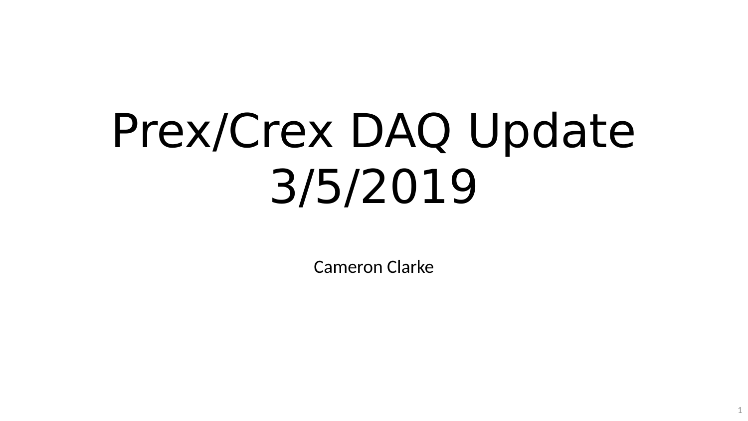# Prex/Crex DAQ Update 3/5/2019

Cameron Clarke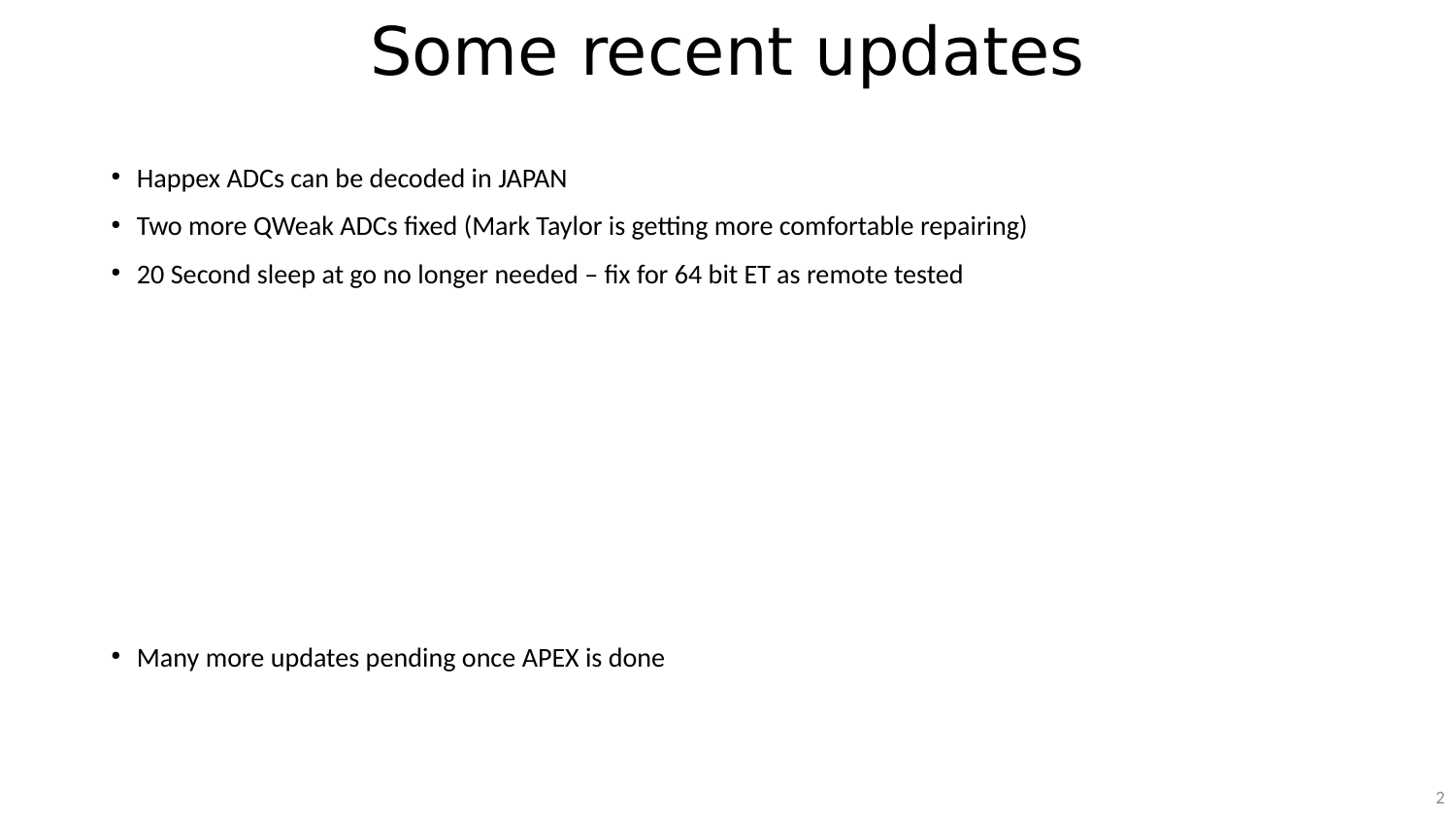# Some recent updates

- Happex ADCs can be decoded in JAPAN
- Two more QWeak ADCs fixed (Mark Taylor is getting more comfortable repairing)
- 20 Second sleep at go no longer needed – fix for 64 bit ET as remote tested

- Many more updates pending once APEX is done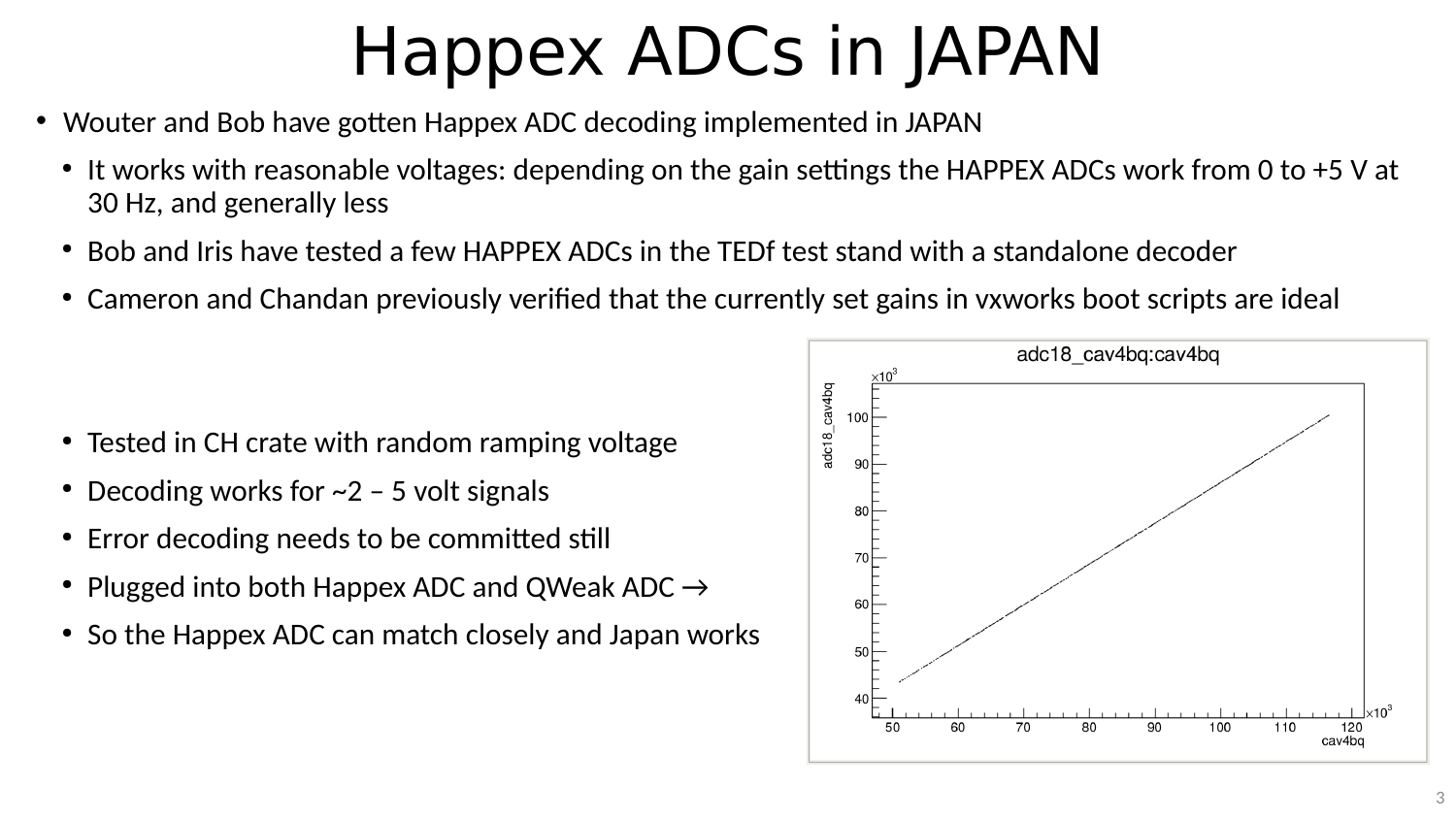# Happex ADCs in JAPAN

- Wouter and Bob have gotten Happex ADC decoding implemented in JAPAN
  - It works with reasonable voltages: depending on the gain settings the HAPPEX ADCs work from 0 to +5 V at 30 Hz, and generally less
  - Bob and Iris have tested a few HAPPEX ADCs in the TEDf test stand with a standalone decoder
  - Cameron and Chandan previously verified that the currently set gains in vxworks boot scripts are ideal

  - Tested in CH crate with random ramping voltage
  - Decoding works for ~2 – 5 volt signals
  - Error decoding needs to be committed still
  - Plugged into both Happex ADC and QWeak ADC →
  - So the Happex ADC can match closely and Japan works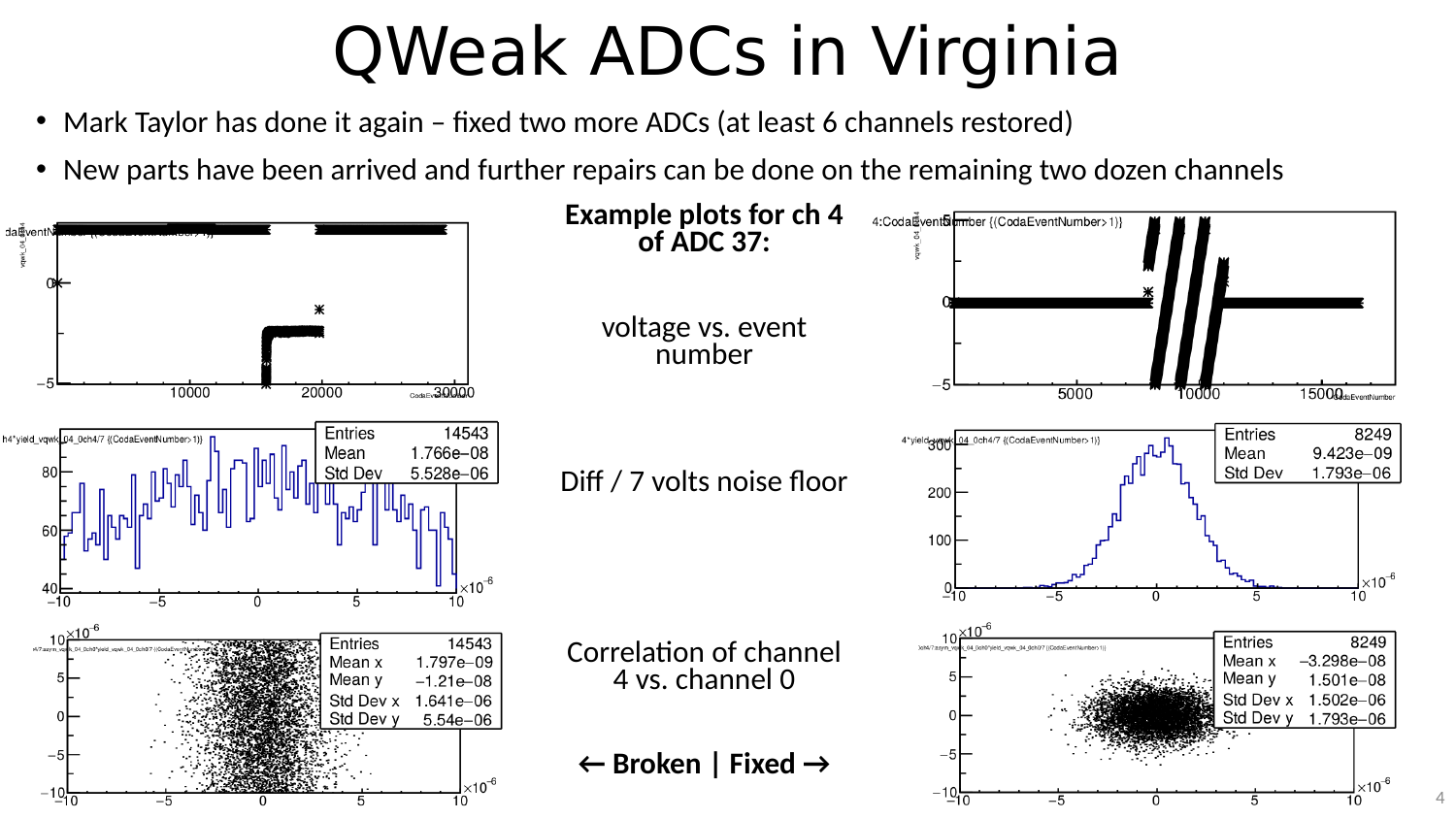# QWeak ADCs in Virginia

- Mark Taylor has done it again – fixed two more ADCs (at least 6 channels restored)
- New parts have been arrived and further repairs can be done on the remaining two dozen channels

**Example plots for ch 4 of ADC 37:**

voltage vs. event number

Diff / 7 volts noise floor

Correlation of channel 4 vs. channel 0

**← Broken | Fixed →**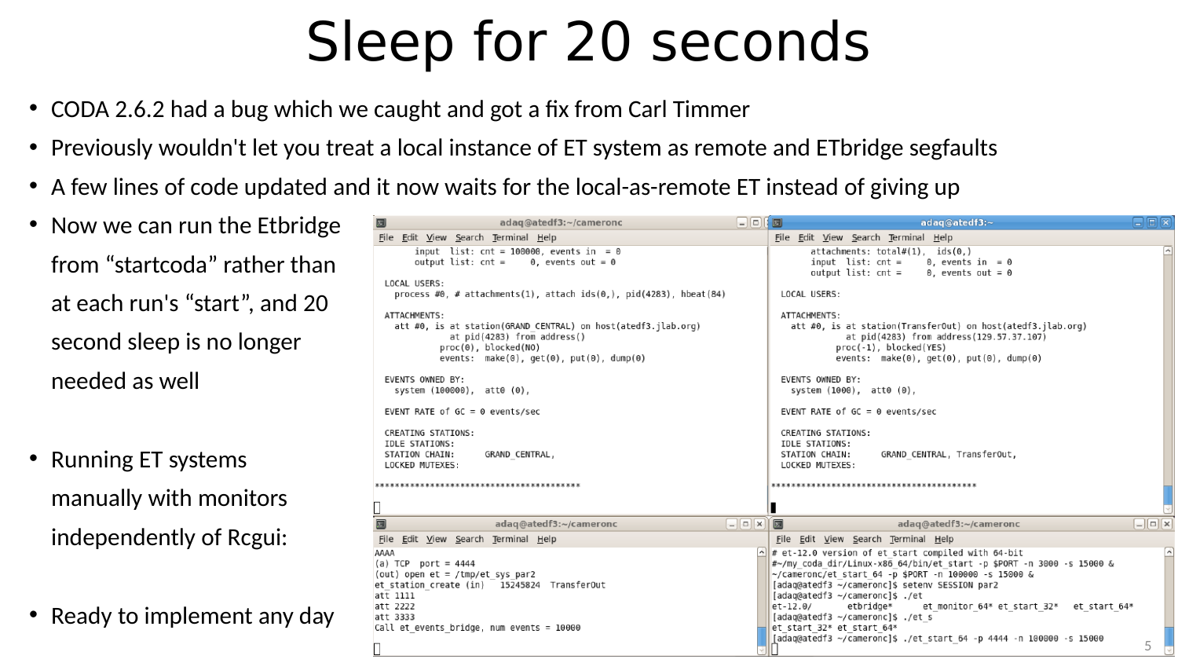# Sleep for 20 seconds

- CODA 2.6.2 had a bug which we caught and got a fix from Carl Timmer
- Previously wouldn't let you treat a local instance of ET system as remote and ETbridge segfaults
- A few lines of code updated and it now waits for the local-as-remote ET instead of giving up
- Now we can run the Etbridge from "startcoda" rather than at each run's "start", and 20 second sleep is no longer needed as well
- Running ET systems manually with monitors independently of Rcgui:
- Ready to implement any day

```
adaq@atedf3:~/cameronc
File Edit View Search Terminal Help
      input  list: cnt = 100000, events in  = 0
      output list: cnt =      0, events out = 0

  LOCAL USERS:
    process #0, # attachments(1), attach ids(0,), pid(4283), hbeat(84)

  ATTACHMENTS:
    att #0, is at station(GRAND_CENTRAL) on host(atedf3.jlab.org)
            at pid(4283) from address()
          proc(0), blocked(NO)
          events:  make(0), get(0), put(0), dump(0)

  EVENTS OWNED BY:
    system (100000),  att0 (0),

  EVENT RATE of GC = 0 events/sec

  CREATING STATIONS:
  IDLE STATIONS:
  STATION CHAIN:      GRAND_CENTRAL,
  LOCKED MUTEXES:

*****************************************
```

```
adaq@atedf3:~
File Edit View Search Terminal Help
      attachments: total#(1),  ids(0,)
      input  list: cnt =      0, events in  = 0
      output list: cnt =      0, events out = 0

  LOCAL USERS:

  ATTACHMENTS:
    att #0, is at station(TransferOut) on host(atedf3.jlab.org)
            at pid(4283) from address(129.57.37.107)
          proc(-1), blocked(YES)
          events:  make(0), get(0), put(0), dump(0)

  EVENTS OWNED BY:
    system (1000),  att0 (0),

  EVENT RATE of GC = 0 events/sec

  CREATING STATIONS:
  IDLE STATIONS:
  STATION CHAIN:      GRAND_CENTRAL, TransferOut,
  LOCKED MUTEXES:

*****************************************
```

```
adaq@atedf3:~/cameronc
File Edit View Search Terminal Help
AAAA
(a) TCP  port = 4444
(out) open et = /tmp/et_sys_par2
et_station_create (in)   15245824  TransferOut
att 1111
att 2222
att 3333
Call et_events_bridge, num events = 10000
```

```
adaq@atedf3:~/cameronc
File Edit View Search Terminal Help
# et-12.0 version of et_start compiled with 64-bit
#~/my_coda_dir/Linux-x86_64/bin/et_start -p $PORT -n 3000 -s 15000 &
~/cameronc/et_start_64 -p $PORT -n 100000 -s 15000 &
[adaq@atedf3 ~/cameronc]$ setenv SESSION par2
[adaq@atedf3 ~/cameronc]$ ./et
et-12.0/       etbridge*      et_monitor_64* et_start_32*   et_start_64*
[adaq@atedf3 ~/cameronc]$ ./et_s
et_start_32* et_start_64*
[adaq@atedf3 ~/cameronc]$ ./et_start_64 -p 4444 -n 100000 -s 15000
```